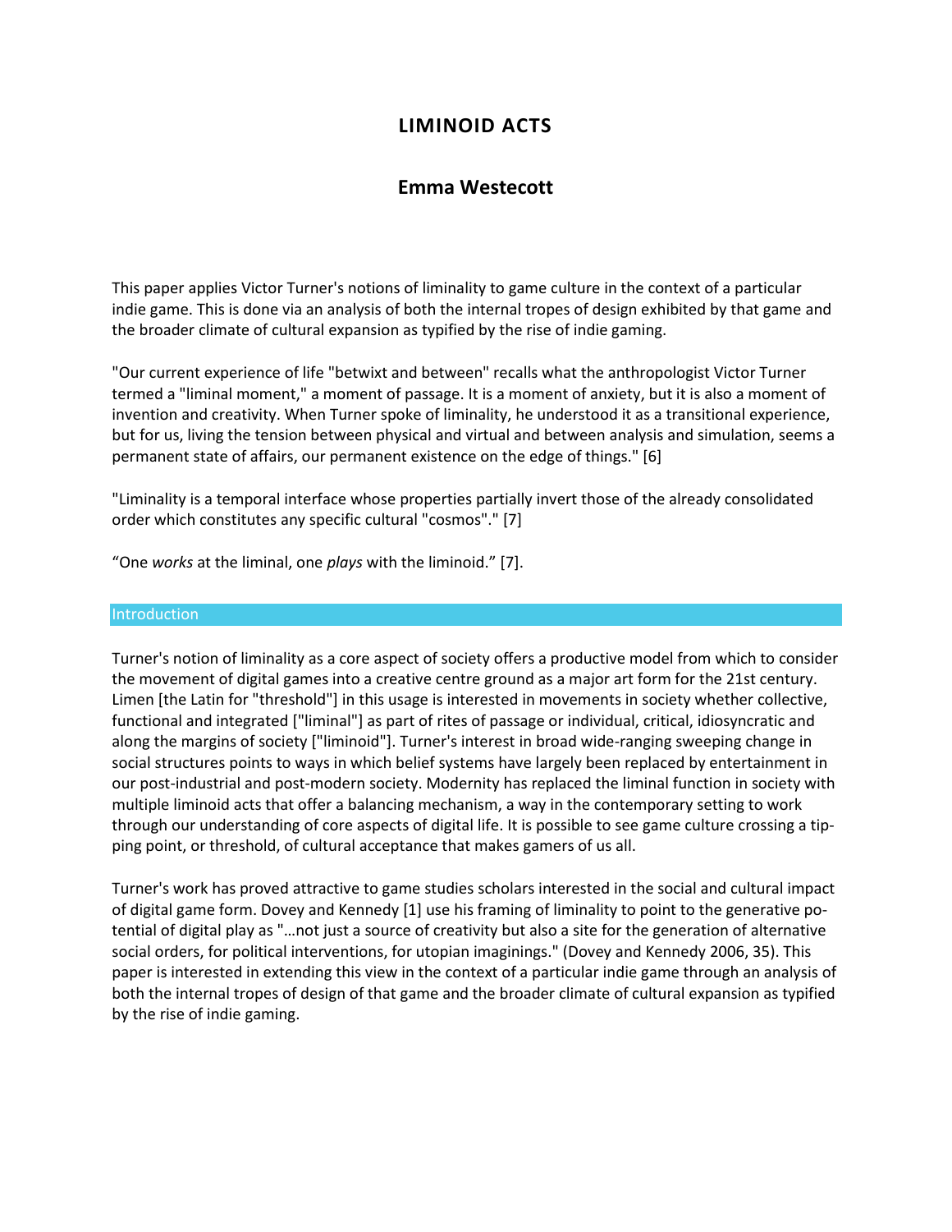# LIMINOID ACTS

## Emma Westecott

This paper applies Victor Turner's notions of liminality to game culture in the context of a particular indie game. This is done via an analysis of both the internal tropes of design exhibited by that game and the broader climate of cultural expansion as typified by the rise of indie gaming.

"Our current experience of life "betwixt and between" recalls what the anthropologist Victor Turner termed a "liminal moment," a moment of passage. It is a moment of anxiety, but it is also a moment of invention and creativity. When Turner spoke of liminality, he understood it as a transitional experience, but for us, living the tension between physical and virtual and between analysis and simulation, seems a permanent state of affairs, our permanent existence on the edge of things." [6]

"Liminality is a temporal interface whose properties partially invert those of the already consolidated order which constitutes any specific cultural "cosmos"." [7]

"One *works* at the liminal, one *plays* with the liminoid." [7].

## Introduction

Turner's notion of liminality as a core aspect of society offers a productive model from which to consider the movement of digital games into a creative centre ground as a major art form for the 21st century. Limen [the Latin for "threshold"] in this usage is interested in movements in society whether collective, functional and integrated ["liminal"] as part of rites of passage or individual, critical, idiosyncratic and along the margins of society ["liminoid"]. Turner's interest in broad wide-ranging sweeping change in social structures points to ways in which belief systems have largely been replaced by entertainment in our post-industrial and post-modern society. Modernity has replaced the liminal function in society with multiple liminoid acts that offer a balancing mechanism, a way in the contemporary setting to work through our understanding of core aspects of digital life. It is possible to see game culture crossing a tipping point, or threshold, of cultural acceptance that makes gamers of us all.

Turner's work has proved attractive to game studies scholars interested in the social and cultural impact of digital game form. Dovey and Kennedy [1] use his framing of liminality to point to the generative potential of digital play as "…not just a source of creativity but also a site for the generation of alternative social orders, for political interventions, for utopian imaginings." (Dovey and Kennedy 2006, 35). This paper is interested in extending this view in the context of a particular indie game through an analysis of both the internal tropes of design of that game and the broader climate of cultural expansion as typified by the rise of indie gaming.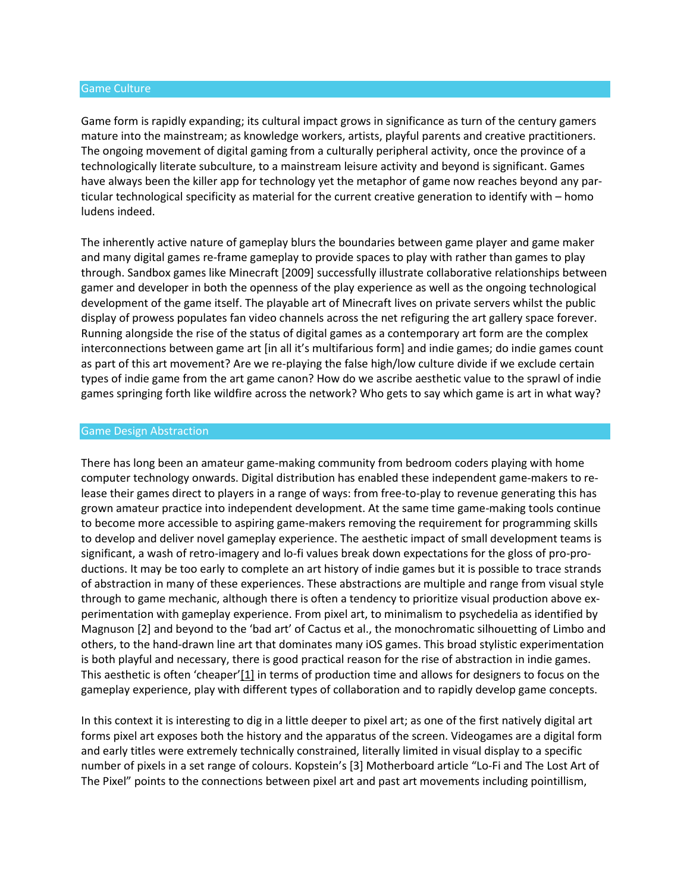## Game Culture

Game form is rapidly expanding; its cultural impact grows in significance as turn of the century gamers mature into the mainstream; as knowledge workers, artists, playful parents and creative practitioners. The ongoing movement of digital gaming from a culturally peripheral activity, once the province of a technologically literate subculture, to a mainstream leisure activity and beyond is significant. Games have always been the killer app for technology yet the metaphor of game now reaches beyond any particular technological specificity as material for the current creative generation to identify with – homo ludens indeed.

The inherently active nature of gameplay blurs the boundaries between game player and game maker and many digital games re-frame gameplay to provide spaces to play with rather than games to play through. Sandbox games like Minecraft [2009] successfully illustrate collaborative relationships between gamer and developer in both the openness of the play experience as well as the ongoing technological development of the game itself. The playable art of Minecraft lives on private servers whilst the public display of prowess populates fan video channels across the net refiguring the art gallery space forever. Running alongside the rise of the status of digital games as a contemporary art form are the complex interconnections between game art [in all it's multifarious form] and indie games; do indie games count as part of this art movement? Are we re-playing the false high/low culture divide if we exclude certain types of indie game from the art game canon? How do we ascribe aesthetic value to the sprawl of indie games springing forth like wildfire across the network? Who gets to say which game is art in what way?

## Game Design Abstraction

There has long been an amateur game-making community from bedroom coders playing with home computer technology onwards. Digital distribution has enabled these independent game-makers to release their games direct to players in a range of ways: from free-to-play to revenue generating this has grown amateur practice into independent development. At the same time game-making tools continue to become more accessible to aspiring game-makers removing the requirement for programming skills to develop and deliver novel gameplay experience. The aesthetic impact of small development teams is significant, a wash of retro-imagery and lo-fi values break down expectations for the gloss of pro-productions. It may be too early to complete an art history of indie games but it is possible to trace strands of abstraction in many of these experiences. These abstractions are multiple and range from visual style through to game mechanic, although there is often a tendency to prioritize visual production above experimentation with gameplay experience. From pixel art, to minimalism to psychedelia as identified by Magnuson [2] and beyond to the 'bad art' of Cactus et al., the monochromatic silhouetting of Limbo and others, to the hand-drawn line art that dominates many iOS games. This broad stylistic experimentation is both playful and necessary, there is good practical reason for the rise of abstraction in indie games. This aesthetic is often 'cheaper'[1] in terms of production time and allows for designers to focus on the gameplay experience, play with different types of collaboration and to rapidly develop game concepts.

In this context it is interesting to dig in a little deeper to pixel art; as one of the first natively digital art forms pixel art exposes both the history and the apparatus of the screen. Videogames are a digital form and early titles were extremely technically constrained, literally limited in visual display to a specific number of pixels in a set range of colours. Kopstein's [3] Motherboard article "Lo-Fi and The Lost Art of The Pixel" points to the connections between pixel art and past art movements including pointillism,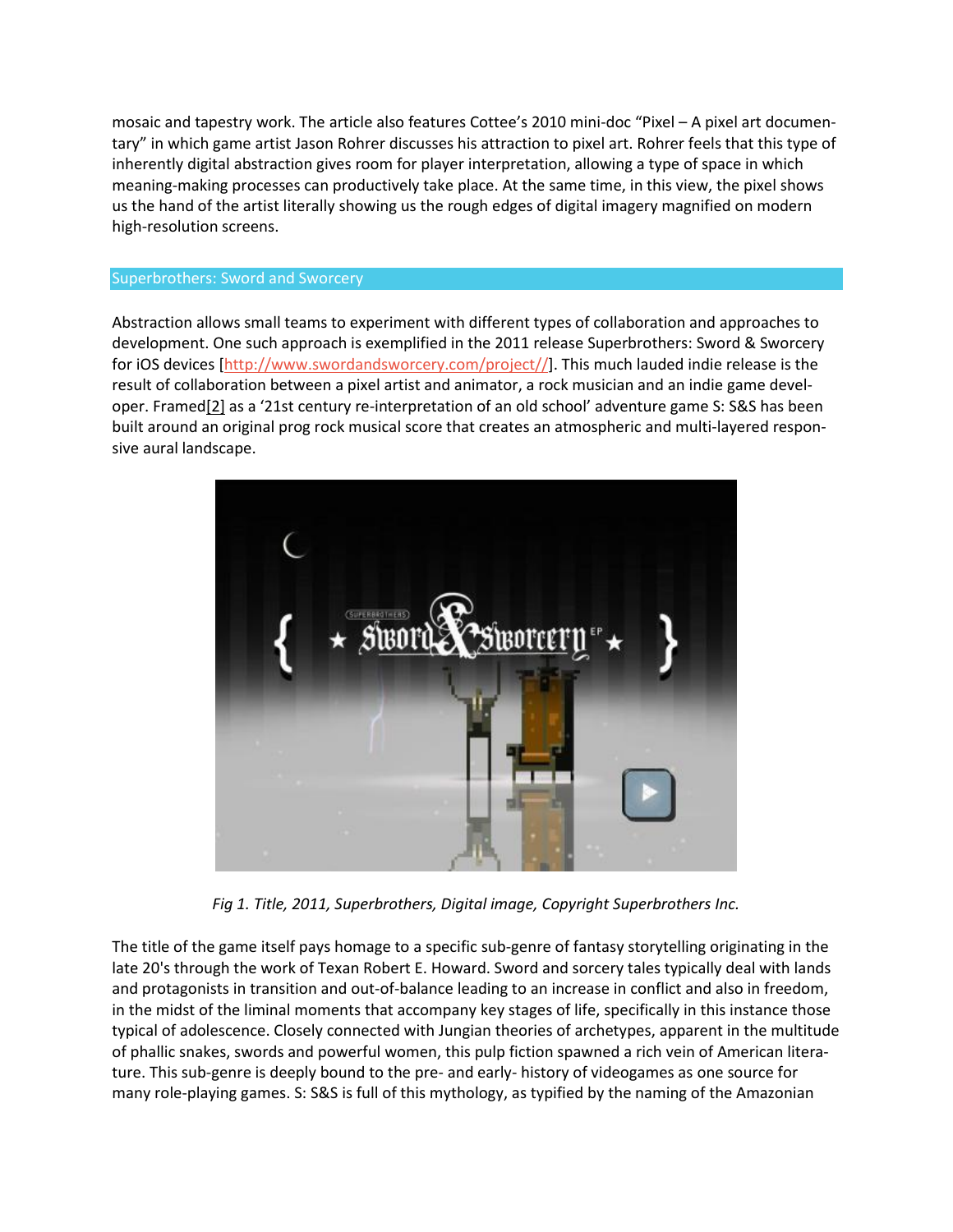mosaic and tapestry work. The article also features Cottee's 2010 mini-doc "Pixel – A pixel art documentary" in which game artist Jason Rohrer discusses his attraction to pixel art. Rohrer feels that this type of inherently digital abstraction gives room for player interpretation, allowing a type of space in which meaning-making processes can productively take place. At the same time, in this view, the pixel shows us the hand of the artist literally showing us the rough edges of digital imagery magnified on modern high-resolution screens.

## Superbrothers: Sword and Sworcery

Abstraction allows small teams to experiment with different types of collaboration and approaches to development. One such approach is exemplified in the 2011 release Superbrothers: Sword & Sworcery for iOS devices [http://www.swordandsworcery.com/project//]. This much lauded indie release is the result of collaboration between a pixel artist and animator, a rock musician and an indie game developer. Framed[2] as a '21st century re-interpretation of an old school' adventure game S: S&S has been built around an original prog rock musical score that creates an atmospheric and multi-layered responsive aural landscape.

*Fig 1. Title, 2011, Superbrothers, Digital image, Copyright Superbrothers Inc.*

The title of the game itself pays homage to a specific sub-genre of fantasy storytelling originating in the late 20's through the work of Texan Robert E. Howard. Sword and sorcery tales typically deal with lands and protagonists in transition and out-of-balance leading to an increase in conflict and also in freedom, in the midst of the liminal moments that accompany key stages of life, specifically in this instance those typical of adolescence. Closely connected with Jungian theories of archetypes, apparent in the multitude of phallic snakes, swords and powerful women, this pulp fiction spawned a rich vein of American literature. This sub-genre is deeply bound to the pre- and early- history of videogames as one source for many role-playing games. S: S&S is full of this mythology, as typified by the naming of the Amazonian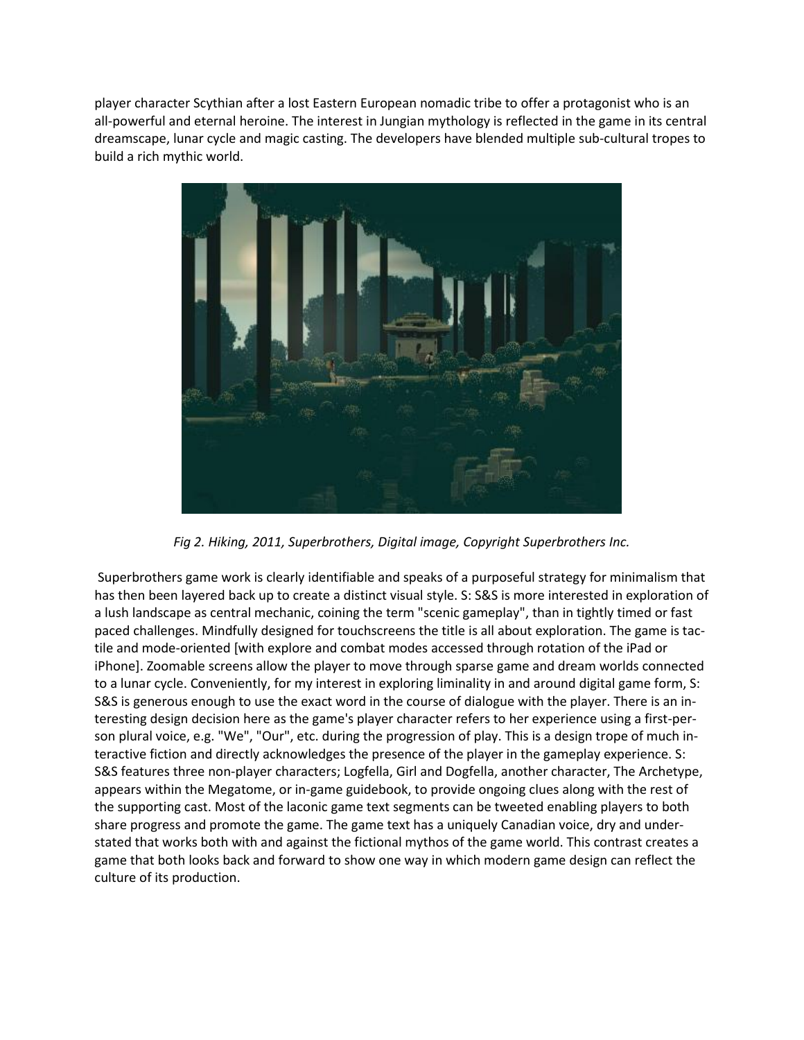player character Scythian after a lost Eastern European nomadic tribe to offer a protagonist who is an all-powerful and eternal heroine. The interest in Jungian mythology is reflected in the game in its central dreamscape, lunar cycle and magic casting. The developers have blended multiple sub-cultural tropes to build a rich mythic world.

*Fig 2. Hiking, 2011, Superbrothers, Digital image, Copyright Superbrothers Inc.*

Superbrothers game work is clearly identifiable and speaks of a purposeful strategy for minimalism that has then been layered back up to create a distinct visual style. S: S&S is more interested in exploration of a lush landscape as central mechanic, coining the term "scenic gameplay", than in tightly timed or fast paced challenges. Mindfully designed for touchscreens the title is all about exploration. The game is tactile and mode-oriented [with explore and combat modes accessed through rotation of the iPad or iPhone]. Zoomable screens allow the player to move through sparse game and dream worlds connected to a lunar cycle. Conveniently, for my interest in exploring liminality in and around digital game form, S: S&S is generous enough to use the exact word in the course of dialogue with the player. There is an interesting design decision here as the game's player character refers to her experience using a first-person plural voice, e.g. "We", "Our", etc. during the progression of play. This is a design trope of much interactive fiction and directly acknowledges the presence of the player in the gameplay experience. S: S&S features three non-player characters; Logfella, Girl and Dogfella, another character, The Archetype, appears within the Megatome, or in-game guidebook, to provide ongoing clues along with the rest of the supporting cast. Most of the laconic game text segments can be tweeted enabling players to both share progress and promote the game. The game text has a uniquely Canadian voice, dry and understated that works both with and against the fictional mythos of the game world. This contrast creates a game that both looks back and forward to show one way in which modern game design can reflect the culture of its production.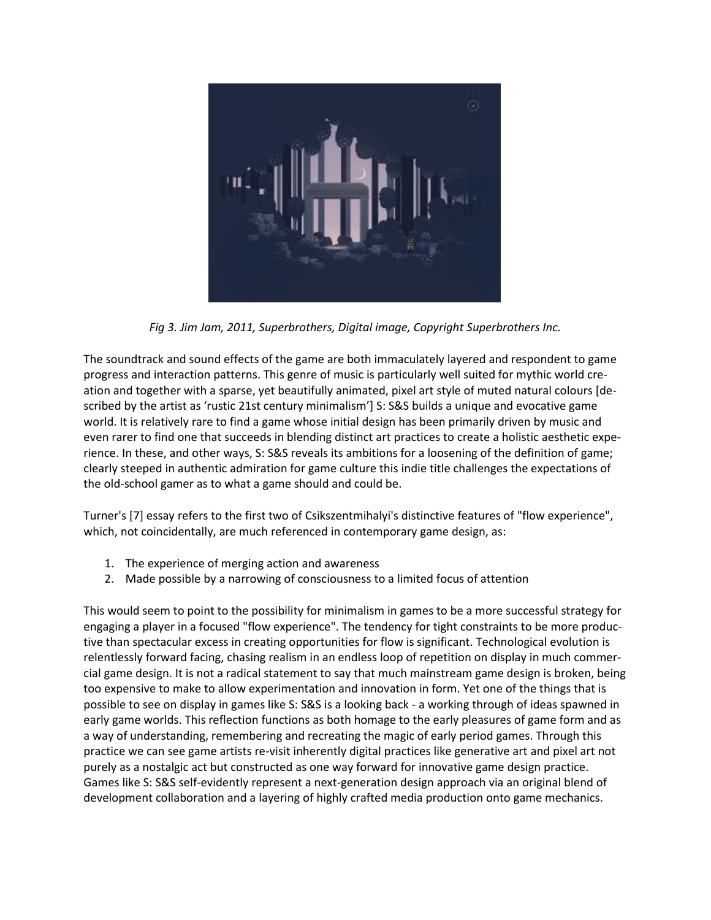*Fig 3. Jim Jam, 2011, Superbrothers, Digital image, Copyright Superbrothers Inc.*

The soundtrack and sound effects of the game are both immaculately layered and respondent to game progress and interaction patterns. This genre of music is particularly well suited for mythic world creation and together with a sparse, yet beautifully animated, pixel art style of muted natural colours [described by the artist as 'rustic 21st century minimalism'] S: S&S builds a unique and evocative game world. It is relatively rare to find a game whose initial design has been primarily driven by music and even rarer to find one that succeeds in blending distinct art practices to create a holistic aesthetic experience. In these, and other ways, S: S&S reveals its ambitions for a loosening of the definition of game; clearly steeped in authentic admiration for game culture this indie title challenges the expectations of the old-school gamer as to what a game should and could be.

Turner's [7] essay refers to the first two of Csikszentmihalyi's distinctive features of "flow experience", which, not coincidentally, are much referenced in contemporary game design, as:

1. The experience of merging action and awareness
2. Made possible by a narrowing of consciousness to a limited focus of attention

This would seem to point to the possibility for minimalism in games to be a more successful strategy for engaging a player in a focused "flow experience". The tendency for tight constraints to be more productive than spectacular excess in creating opportunities for flow is significant. Technological evolution is relentlessly forward facing, chasing realism in an endless loop of repetition on display in much commercial game design. It is not a radical statement to say that much mainstream game design is broken, being too expensive to make to allow experimentation and innovation in form. Yet one of the things that is possible to see on display in games like S: S&S is a looking back - a working through of ideas spawned in early game worlds. This reflection functions as both homage to the early pleasures of game form and as a way of understanding, remembering and recreating the magic of early period games. Through this practice we can see game artists re-visit inherently digital practices like generative art and pixel art not purely as a nostalgic act but constructed as one way forward for innovative game design practice. Games like S: S&S self-evidently represent a next-generation design approach via an original blend of development collaboration and a layering of highly crafted media production onto game mechanics.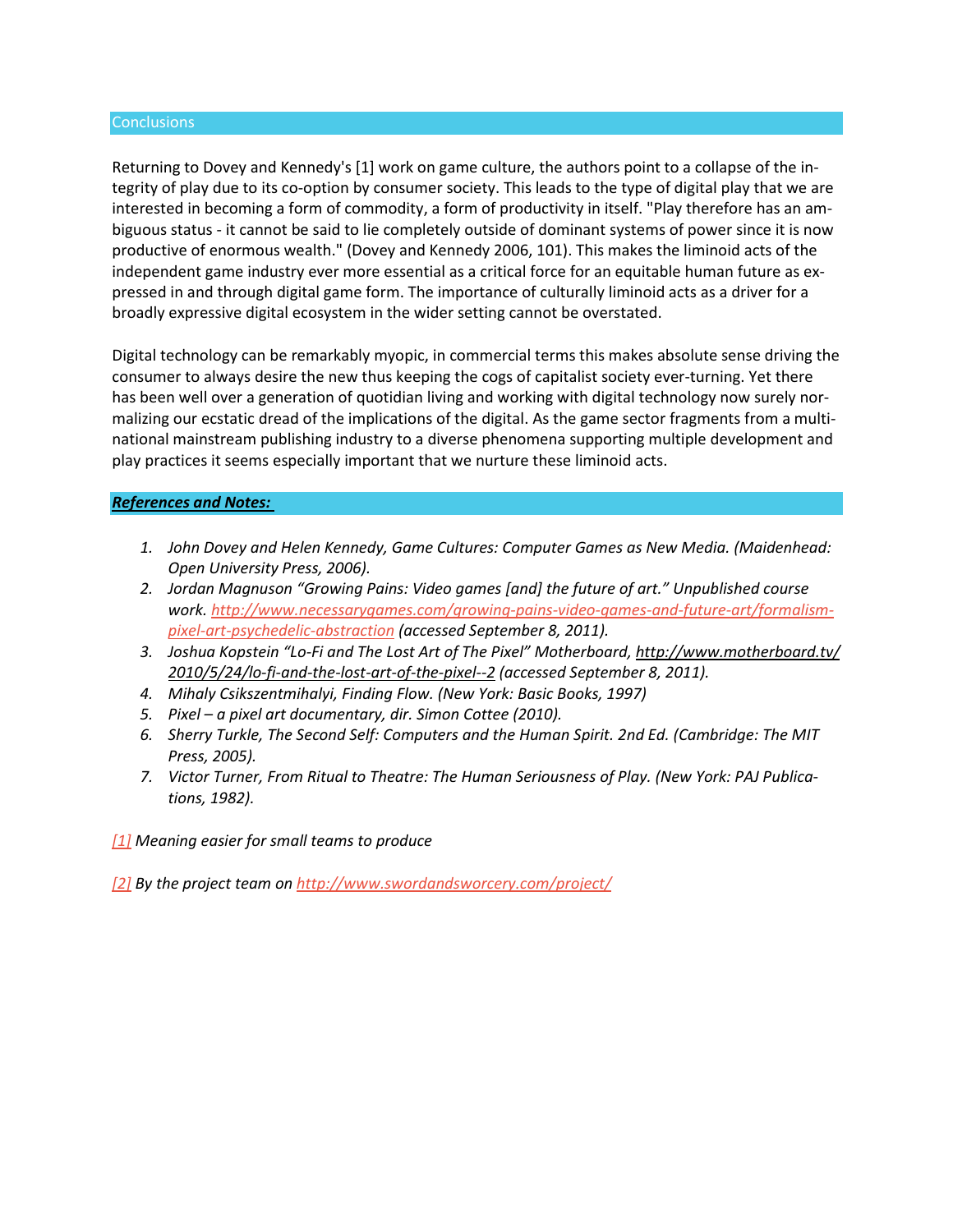## Conclusions

Returning to Dovey and Kennedy's [1] work on game culture, the authors point to a collapse of the integrity of play due to its co-option by consumer society. This leads to the type of digital play that we are interested in becoming a form of commodity, a form of productivity in itself. "Play therefore has an ambiguous status - it cannot be said to lie completely outside of dominant systems of power since it is now productive of enormous wealth." (Dovey and Kennedy 2006, 101). This makes the liminoid acts of the independent game industry ever more essential as a critical force for an equitable human future as expressed in and through digital game form. The importance of culturally liminoid acts as a driver for a broadly expressive digital ecosystem in the wider setting cannot be overstated.

Digital technology can be remarkably myopic, in commercial terms this makes absolute sense driving the consumer to always desire the new thus keeping the cogs of capitalist society ever-turning. Yet there has been well over a generation of quotidian living and working with digital technology now surely normalizing our ecstatic dread of the implications of the digital. As the game sector fragments from a multinational mainstream publishing industry to a diverse phenomena supporting multiple development and play practices it seems especially important that we nurture these liminoid acts.

## ***References and Notes:***

1. *John Dovey and Helen Kennedy, Game Cultures: Computer Games as New Media. (Maidenhead: Open University Press, 2006).*
2. *Jordan Magnuson "Growing Pains: Video games [and] the future of art." Unpublished course work. http://www.necessarygames.com/growing-pains-video-games-and-future-art/formalism-pixel-art-psychedelic-abstraction (accessed September 8, 2011).*
3. *Joshua Kopstein "Lo-Fi and The Lost Art of The Pixel" Motherboard, http://www.motherboard.tv/2010/5/24/lo-fi-and-the-lost-art-of-the-pixel--2 (accessed September 8, 2011).*
4. *Mihaly Csikszentmihalyi, Finding Flow. (New York: Basic Books, 1997)*
5. *Pixel – a pixel art documentary, dir. Simon Cottee (2010).*
6. *Sherry Turkle, The Second Self: Computers and the Human Spirit. 2nd Ed. (Cambridge: The MIT Press, 2005).*
7. *Victor Turner, From Ritual to Theatre: The Human Seriousness of Play. (New York: PAJ Publications, 1982).*

[1] *Meaning easier for small teams to produce*

[2] *By the project team on http://www.swordandsworcery.com/project/*